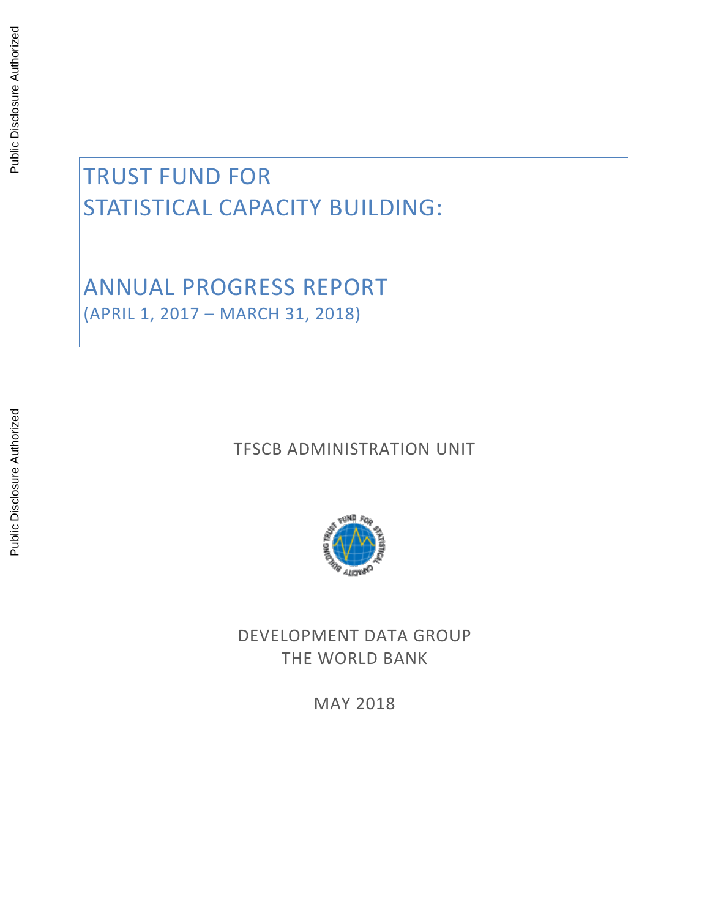Public Disclosure Authorized

Public Disclosure Authorized

# TRUST FUND FOR STATISTICAL CAPACITY BUILDING:

# ANNUAL PROGRESS REPORT

(APRIL 1, 2017 – MARCH 31, 2018)

TFSCB ADMINISTRATION UNIT

DEVELOPMENT DATA GROUP

THE WORLD BANK

MAY 2018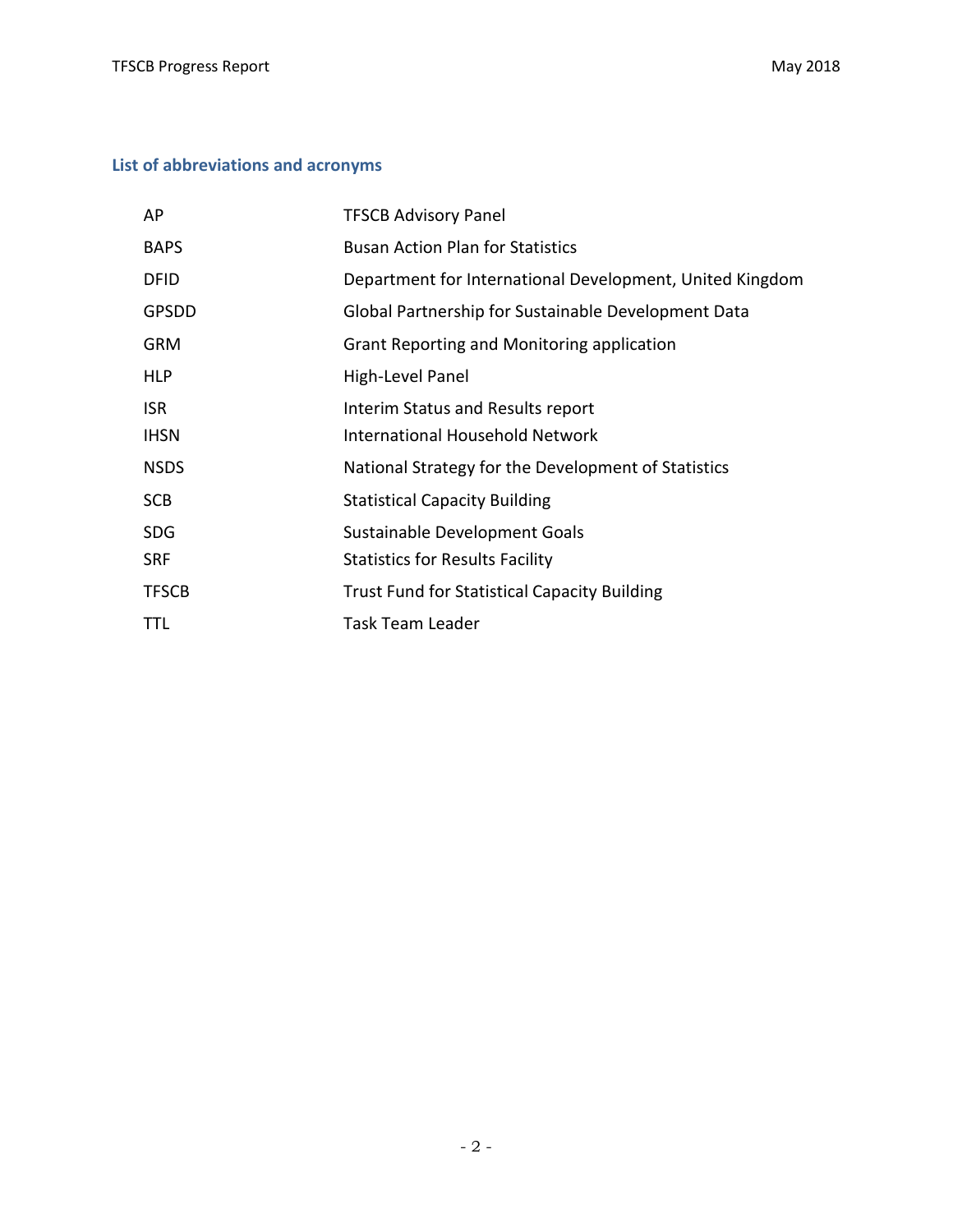## List of abbreviations and acronyms

| | |
|---|---|
| AP | TFSCB Advisory Panel |
| BAPS | Busan Action Plan for Statistics |
| DFID | Department for International Development, United Kingdom |
| GPSDD | Global Partnership for Sustainable Development Data |
| GRM | Grant Reporting and Monitoring application |
| HLP | High-Level Panel |
| ISR | Interim Status and Results report |
| IHSN | International Household Network |
| NSDS | National Strategy for the Development of Statistics |
| SCB | Statistical Capacity Building |
| SDG | Sustainable Development Goals |
| SRF | Statistics for Results Facility |
| TFSCB | Trust Fund for Statistical Capacity Building |
| TTL | Task Team Leader |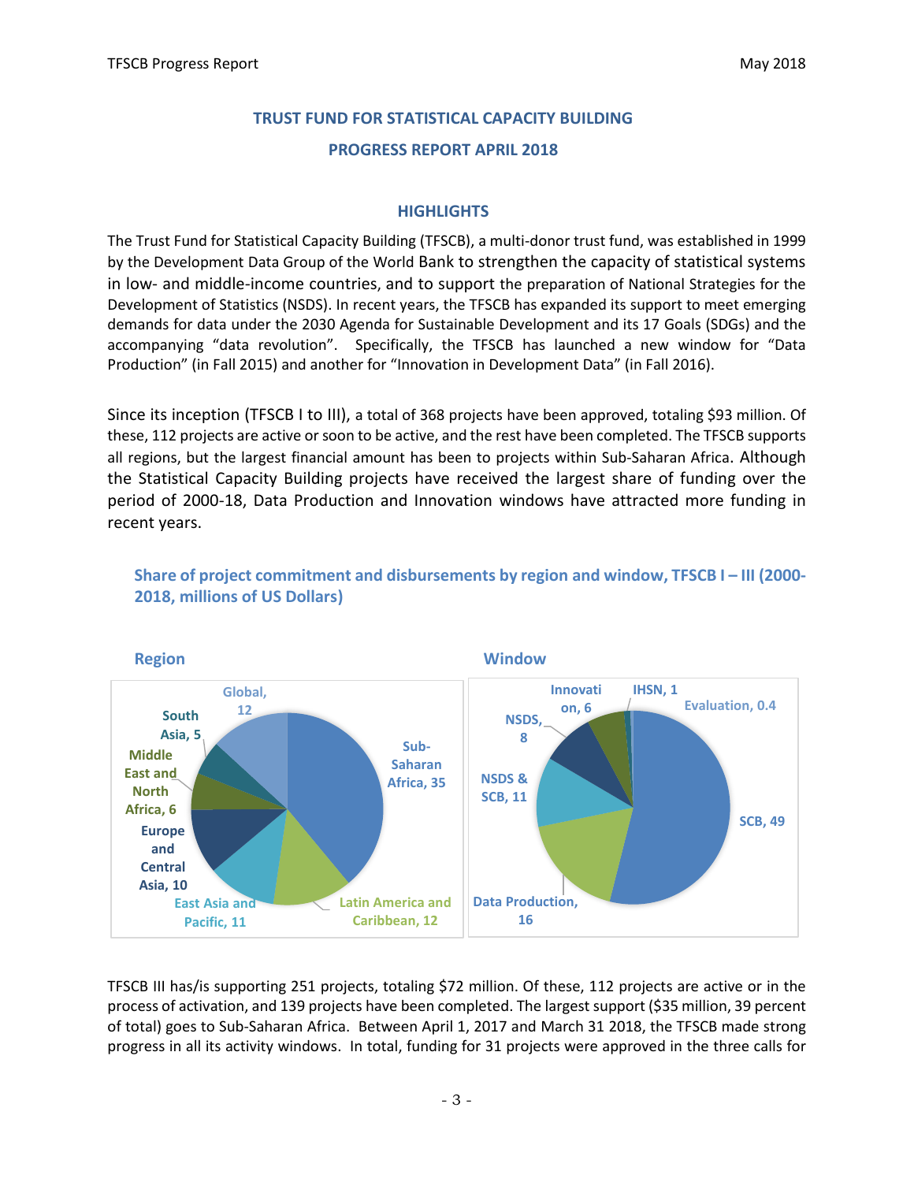# TRUST FUND FOR STATISTICAL CAPACITY BUILDING

# PROGRESS REPORT APRIL 2018

## HIGHLIGHTS

The Trust Fund for Statistical Capacity Building (TFSCB), a multi-donor trust fund, was established in 1999 by the Development Data Group of the World Bank to strengthen the capacity of statistical systems in low- and middle-income countries, and to support the preparation of National Strategies for the Development of Statistics (NSDS). In recent years, the TFSCB has expanded its support to meet emerging demands for data under the 2030 Agenda for Sustainable Development and its 17 Goals (SDGs) and the accompanying "data revolution". Specifically, the TFSCB has launched a new window for "Data Production" (in Fall 2015) and another for "Innovation in Development Data" (in Fall 2016).

Since its inception (TFSCB I to III), a total of 368 projects have been approved, totaling $93 million. Of these, 112 projects are active or soon to be active, and the rest have been completed. The TFSCB supports all regions, but the largest financial amount has been to projects within Sub-Saharan Africa. Although the Statistical Capacity Building projects have received the largest share of funding over the period of 2000-18, Data Production and Innovation windows have attracted more funding in recent years.

### Share of project commitment and disbursements by region and window, TFSCB I – III (2000-2018, millions of US Dollars)

**Region**

| Region | Amount |
|---|---|
| Sub-Saharan Africa | 35 |
| Latin America and Caribbean | 12 |
| East Asia and Pacific | 11 |
| Europe and Central Asia | 10 |
| Middle East and North Africa | 6 |
| South Asia | 5 |
| Global | 12 |

**Window**

| Window | Amount |
|---|---|
| SCB | 49 |
| Data Production | 16 |
| NSDS & SCB | 11 |
| NSDS | 8 |
| Innovation | 6 |
| IHSN | 1 |
| Evaluation | 0.4 |

TFSCB III has/is supporting 251 projects, totaling $72 million. Of these, 112 projects are active or in the process of activation, and 139 projects have been completed. The largest support ($35 million, 39 percent of total) goes to Sub-Saharan Africa. Between April 1, 2017 and March 31 2018, the TFSCB made strong progress in all its activity windows. In total, funding for 31 projects were approved in the three calls for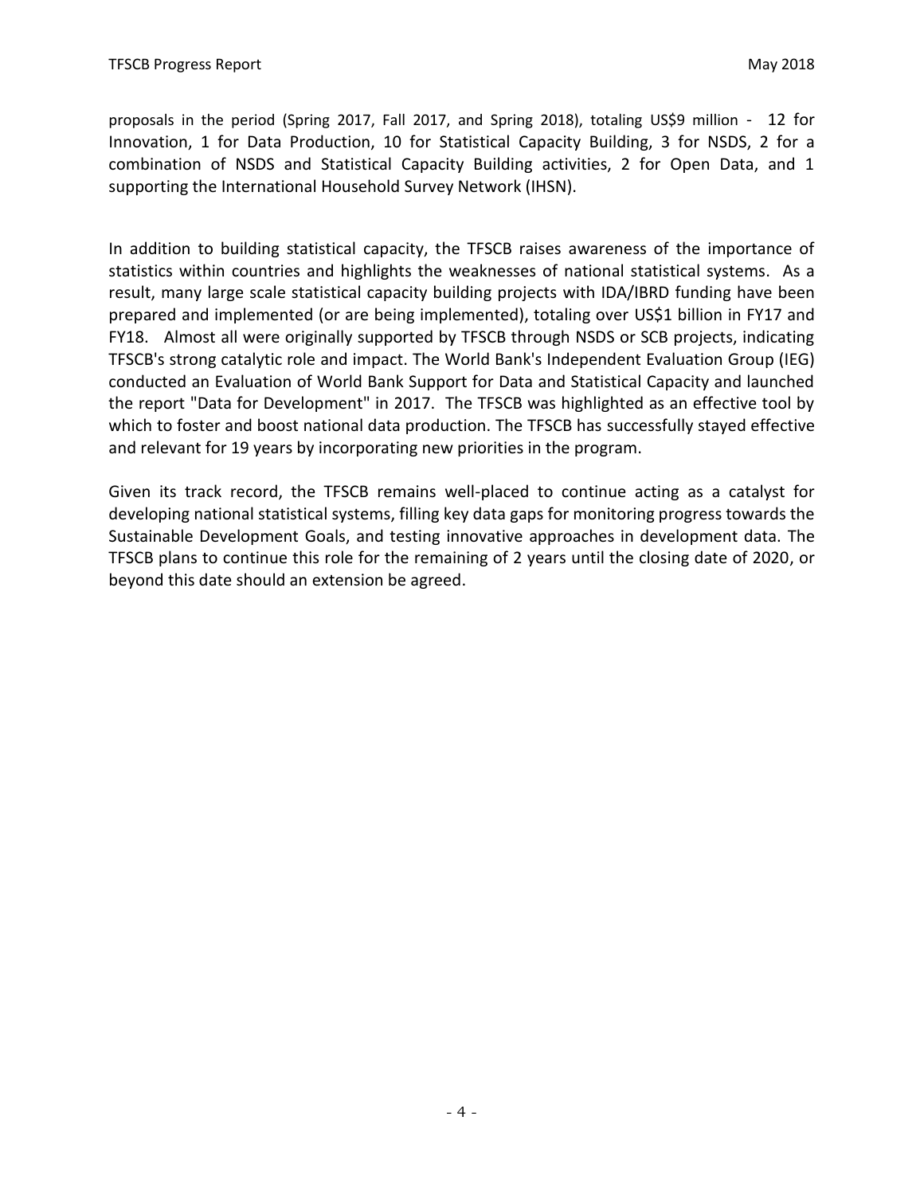proposals in the period (Spring 2017, Fall 2017, and Spring 2018), totaling US$9 million - 12 for Innovation, 1 for Data Production, 10 for Statistical Capacity Building, 3 for NSDS, 2 for a combination of NSDS and Statistical Capacity Building activities, 2 for Open Data, and 1 supporting the International Household Survey Network (IHSN).

In addition to building statistical capacity, the TFSCB raises awareness of the importance of statistics within countries and highlights the weaknesses of national statistical systems. As a result, many large scale statistical capacity building projects with IDA/IBRD funding have been prepared and implemented (or are being implemented), totaling over US$1 billion in FY17 and FY18. Almost all were originally supported by TFSCB through NSDS or SCB projects, indicating TFSCB's strong catalytic role and impact. The World Bank's Independent Evaluation Group (IEG) conducted an Evaluation of World Bank Support for Data and Statistical Capacity and launched the report "Data for Development" in 2017. The TFSCB was highlighted as an effective tool by which to foster and boost national data production. The TFSCB has successfully stayed effective and relevant for 19 years by incorporating new priorities in the program.

Given its track record, the TFSCB remains well-placed to continue acting as a catalyst for developing national statistical systems, filling key data gaps for monitoring progress towards the Sustainable Development Goals, and testing innovative approaches in development data. The TFSCB plans to continue this role for the remaining of 2 years until the closing date of 2020, or beyond this date should an extension be agreed.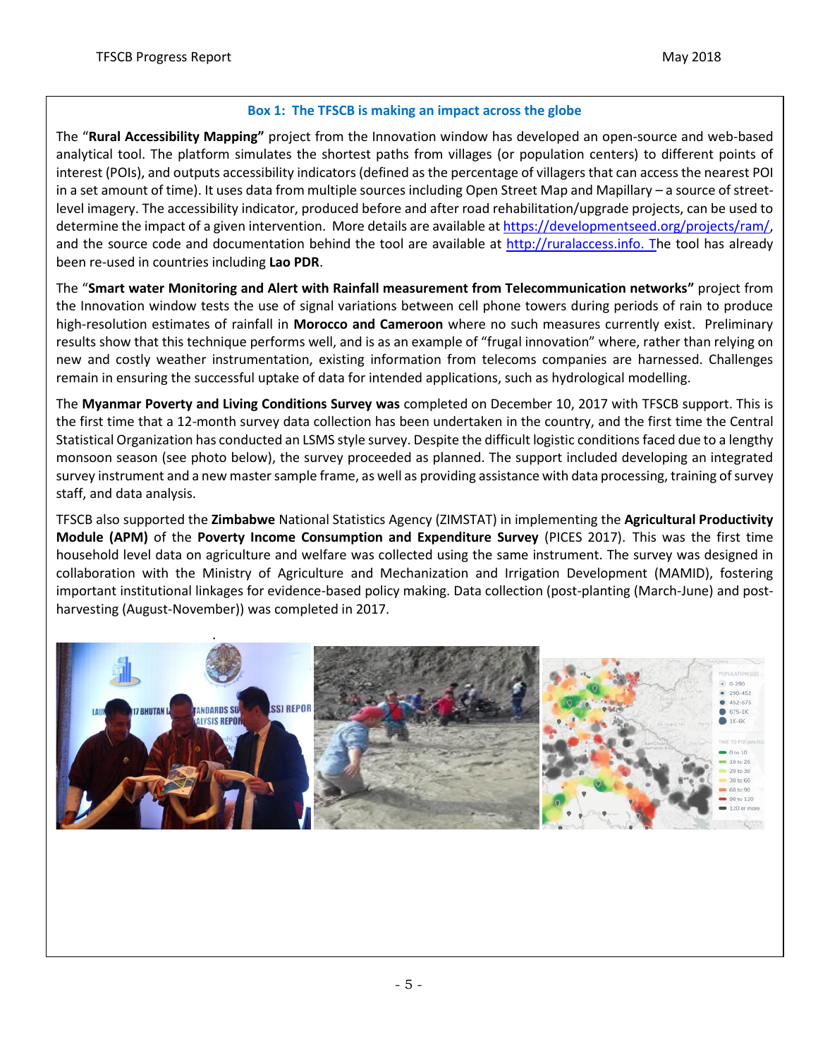**Box 1: The TFSCB is making an impact across the globe**

The "**Rural Accessibility Mapping"** project from the Innovation window has developed an open-source and web-based analytical tool. The platform simulates the shortest paths from villages (or population centers) to different points of interest (POIs), and outputs accessibility indicators (defined as the percentage of villagers that can access the nearest POI in a set amount of time). It uses data from multiple sources including Open Street Map and Mapillary – a source of street-level imagery. The accessibility indicator, produced before and after road rehabilitation/upgrade projects, can be used to determine the impact of a given intervention. More details are available at https://developmentseed.org/projects/ram/, and the source code and documentation behind the tool are available at http://ruralaccess.info. The tool has already been re-used in countries including **Lao PDR**.

The "**Smart water Monitoring and Alert with Rainfall measurement from Telecommunication networks"** project from the Innovation window tests the use of signal variations between cell phone towers during periods of rain to produce high-resolution estimates of rainfall in **Morocco and Cameroon** where no such measures currently exist. Preliminary results show that this technique performs well, and is as an example of "frugal innovation" where, rather than relying on new and costly weather instrumentation, existing information from telecoms companies are harnessed. Challenges remain in ensuring the successful uptake of data for intended applications, such as hydrological modelling.

The **Myanmar Poverty and Living Conditions Survey was** completed on December 10, 2017 with TFSCB support. This is the first time that a 12-month survey data collection has been undertaken in the country, and the first time the Central Statistical Organization has conducted an LSMS style survey. Despite the difficult logistic conditions faced due to a lengthy monsoon season (see photo below), the survey proceeded as planned. The support included developing an integrated survey instrument and a new master sample frame, as well as providing assistance with data processing, training of survey staff, and data analysis.

TFSCB also supported the **Zimbabwe** National Statistics Agency (ZIMSTAT) in implementing the **Agricultural Productivity Module (APM)** of the **Poverty Income Consumption and Expenditure Survey** (PICES 2017). This was the first time household level data on agriculture and welfare was collected using the same instrument. The survey was designed in collaboration with the Ministry of Agriculture and Mechanization and Irrigation Development (MAMID), fostering important institutional linkages for evidence-based policy making. Data collection (post-planting (March-June) and post-harvesting (August-November)) was completed in 2017.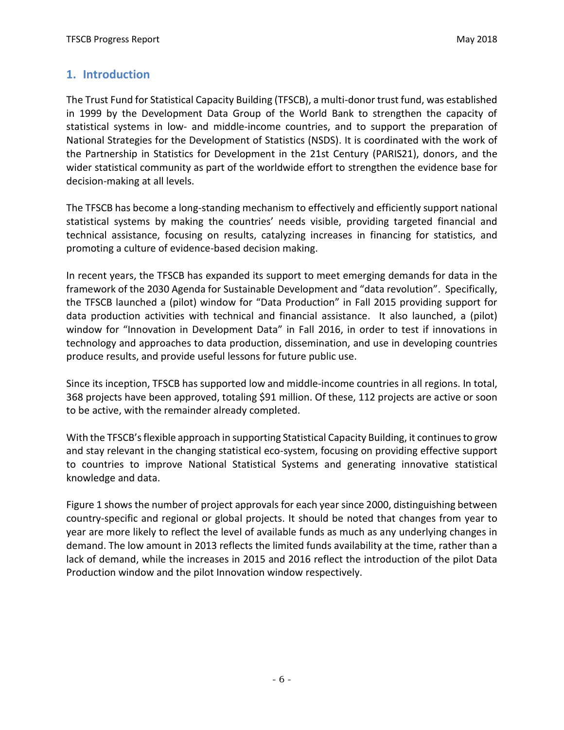## 1. Introduction

The Trust Fund for Statistical Capacity Building (TFSCB), a multi-donor trust fund, was established in 1999 by the Development Data Group of the World Bank to strengthen the capacity of statistical systems in low- and middle-income countries, and to support the preparation of National Strategies for the Development of Statistics (NSDS). It is coordinated with the work of the Partnership in Statistics for Development in the 21st Century (PARIS21), donors, and the wider statistical community as part of the worldwide effort to strengthen the evidence base for decision-making at all levels.

The TFSCB has become a long-standing mechanism to effectively and efficiently support national statistical systems by making the countries' needs visible, providing targeted financial and technical assistance, focusing on results, catalyzing increases in financing for statistics, and promoting a culture of evidence-based decision making.

In recent years, the TFSCB has expanded its support to meet emerging demands for data in the framework of the 2030 Agenda for Sustainable Development and "data revolution". Specifically, the TFSCB launched a (pilot) window for "Data Production" in Fall 2015 providing support for data production activities with technical and financial assistance. It also launched, a (pilot) window for "Innovation in Development Data" in Fall 2016, in order to test if innovations in technology and approaches to data production, dissemination, and use in developing countries produce results, and provide useful lessons for future public use.

Since its inception, TFSCB has supported low and middle-income countries in all regions. In total, 368 projects have been approved, totaling $91 million. Of these, 112 projects are active or soon to be active, with the remainder already completed.

With the TFSCB's flexible approach in supporting Statistical Capacity Building, it continues to grow and stay relevant in the changing statistical eco-system, focusing on providing effective support to countries to improve National Statistical Systems and generating innovative statistical knowledge and data.

Figure 1 shows the number of project approvals for each year since 2000, distinguishing between country-specific and regional or global projects. It should be noted that changes from year to year are more likely to reflect the level of available funds as much as any underlying changes in demand. The low amount in 2013 reflects the limited funds availability at the time, rather than a lack of demand, while the increases in 2015 and 2016 reflect the introduction of the pilot Data Production window and the pilot Innovation window respectively.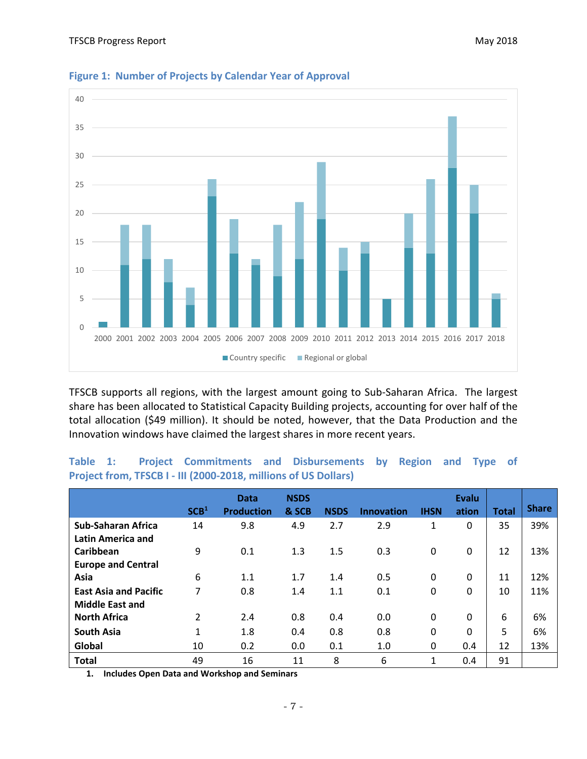**Figure 1: Number of Projects by Calendar Year of Approval**

TFSCB supports all regions, with the largest amount going to Sub-Saharan Africa. The largest share has been allocated to Statistical Capacity Building projects, accounting for over half of the total allocation ($49 million). It should be noted, however, that the Data Production and the Innovation windows have claimed the largest shares in more recent years.

**Table 1: Project Commitments and Disbursements by Region and Type of Project from, TFSCB I - III (2000-2018, millions of US Dollars)**

| | SCB[1] | Data Production | NSDS & SCB | NSDS | Innovation | IHSN | Evaluation | Total | Share |
|---|---|---|---|---|---|---|---|---|---|
| Sub-Saharan Africa | 14 | 9.8 | 4.9 | 2.7 | 2.9 | 1 | 0 | 35 | 39% |
| Latin America and Caribbean | 9 | 0.1 | 1.3 | 1.5 | 0.3 | 0 | 0 | 12 | 13% |
| Europe and Central Asia | 6 | 1.1 | 1.7 | 1.4 | 0.5 | 0 | 0 | 11 | 12% |
| East Asia and Pacific | 7 | 0.8 | 1.4 | 1.1 | 0.1 | 0 | 0 | 10 | 11% |
| Middle East and North Africa | 2 | 2.4 | 0.8 | 0.4 | 0.0 | 0 | 0 | 6 | 6% |
| South Asia | 1 | 1.8 | 0.4 | 0.8 | 0.8 | 0 | 0 | 5 | 6% |
| Global | 10 | 0.2 | 0.0 | 0.1 | 1.0 | 0 | 0.4 | 12 | 13% |
| **Total** | 49 | 16 | 11 | 8 | 6 | 1 | 0.4 | 91 | |

1. Includes Open Data and Workshop and Seminars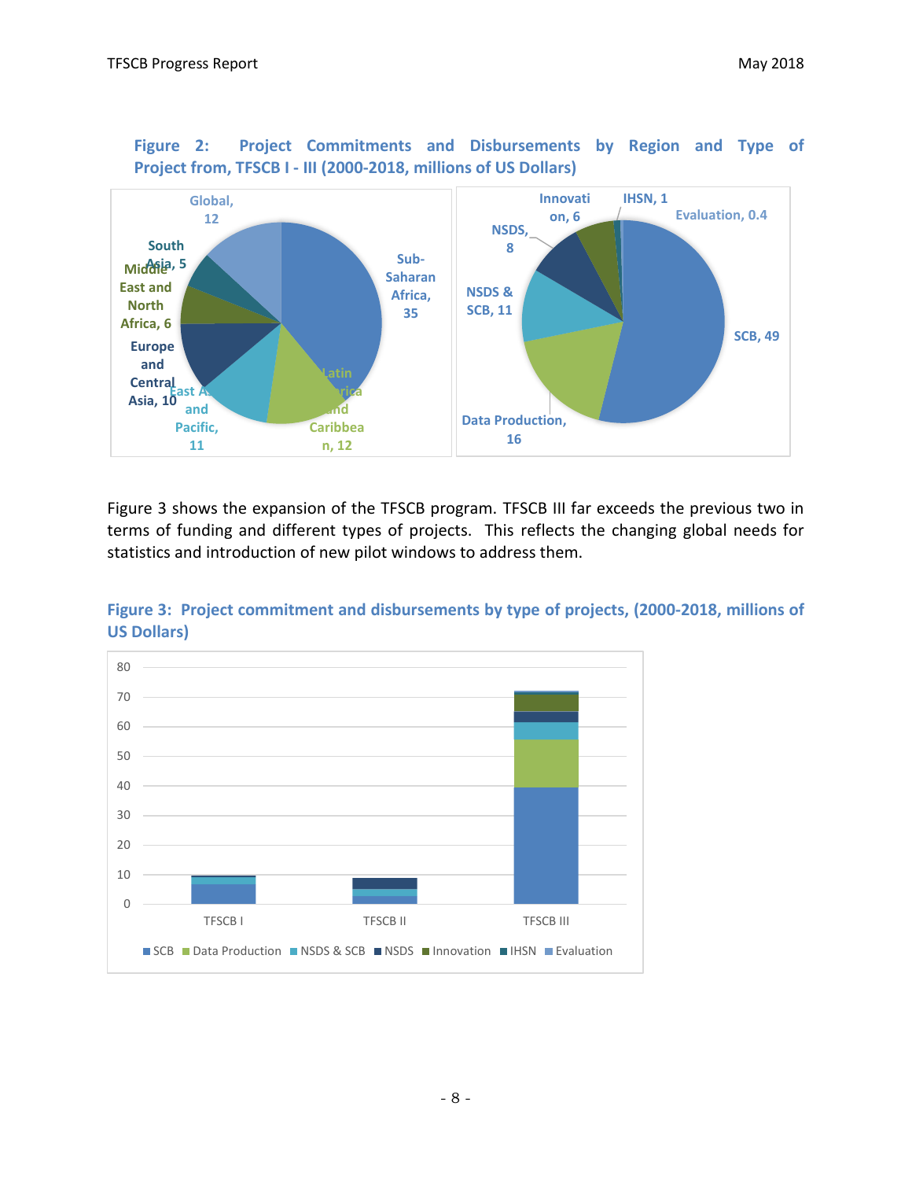**Figure 2: Project Commitments and Disbursements by Region and Type of Project from, TFSCB I - III (2000-2018, millions of US Dollars)**

Figure 3 shows the expansion of the TFSCB program. TFSCB III far exceeds the previous two in terms of funding and different types of projects. This reflects the changing global needs for statistics and introduction of new pilot windows to address them.

**Figure 3: Project commitment and disbursements by type of projects, (2000-2018, millions of US Dollars)**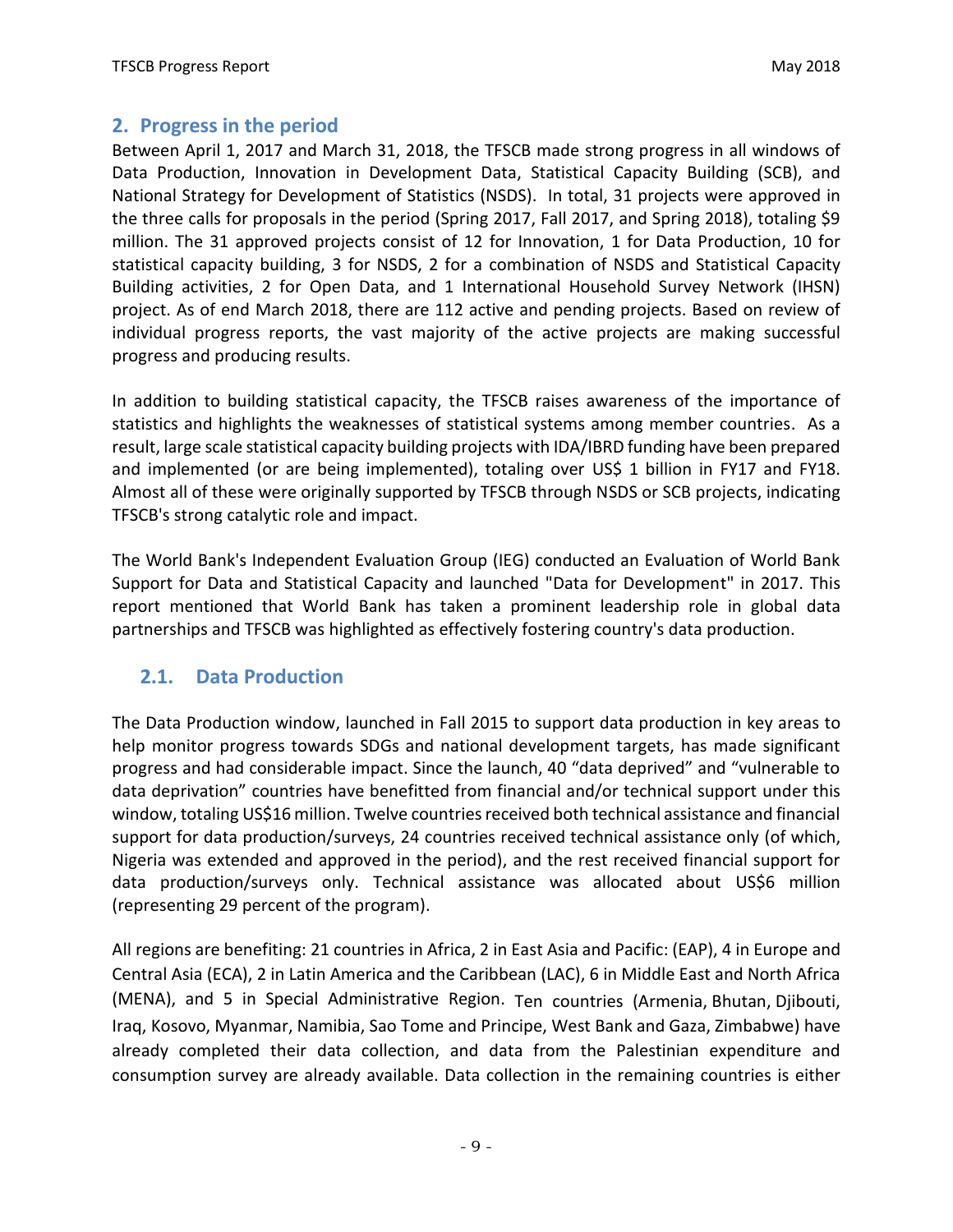## 2. Progress in the period

Between April 1, 2017 and March 31, 2018, the TFSCB made strong progress in all windows of Data Production, Innovation in Development Data, Statistical Capacity Building (SCB), and National Strategy for Development of Statistics (NSDS). In total, 31 projects were approved in the three calls for proposals in the period (Spring 2017, Fall 2017, and Spring 2018), totaling $9 million. The 31 approved projects consist of 12 for Innovation, 1 for Data Production, 10 for statistical capacity building, 3 for NSDS, 2 for a combination of NSDS and Statistical Capacity Building activities, 2 for Open Data, and 1 International Household Survey Network (IHSN) project. As of end March 2018, there are 112 active and pending projects. Based on review of individual progress reports, the vast majority of the active projects are making successful progress and producing results.

In addition to building statistical capacity, the TFSCB raises awareness of the importance of statistics and highlights the weaknesses of statistical systems among member countries. As a result, large scale statistical capacity building projects with IDA/IBRD funding have been prepared and implemented (or are being implemented), totaling over US$ 1 billion in FY17 and FY18. Almost all of these were originally supported by TFSCB through NSDS or SCB projects, indicating TFSCB's strong catalytic role and impact.

The World Bank's Independent Evaluation Group (IEG) conducted an Evaluation of World Bank Support for Data and Statistical Capacity and launched "Data for Development" in 2017. This report mentioned that World Bank has taken a prominent leadership role in global data partnerships and TFSCB was highlighted as effectively fostering country's data production.

### 2.1. Data Production

The Data Production window, launched in Fall 2015 to support data production in key areas to help monitor progress towards SDGs and national development targets, has made significant progress and had considerable impact. Since the launch, 40 "data deprived" and "vulnerable to data deprivation" countries have benefitted from financial and/or technical support under this window, totaling US$16 million. Twelve countries received both technical assistance and financial support for data production/surveys, 24 countries received technical assistance only (of which, Nigeria was extended and approved in the period), and the rest received financial support for data production/surveys only. Technical assistance was allocated about US$6 million (representing 29 percent of the program).

All regions are benefiting: 21 countries in Africa, 2 in East Asia and Pacific: (EAP), 4 in Europe and Central Asia (ECA), 2 in Latin America and the Caribbean (LAC), 6 in Middle East and North Africa (MENA), and 5 in Special Administrative Region. Ten countries (Armenia, Bhutan, Djibouti, Iraq, Kosovo, Myanmar, Namibia, Sao Tome and Principe, West Bank and Gaza, Zimbabwe) have already completed their data collection, and data from the Palestinian expenditure and consumption survey are already available. Data collection in the remaining countries is either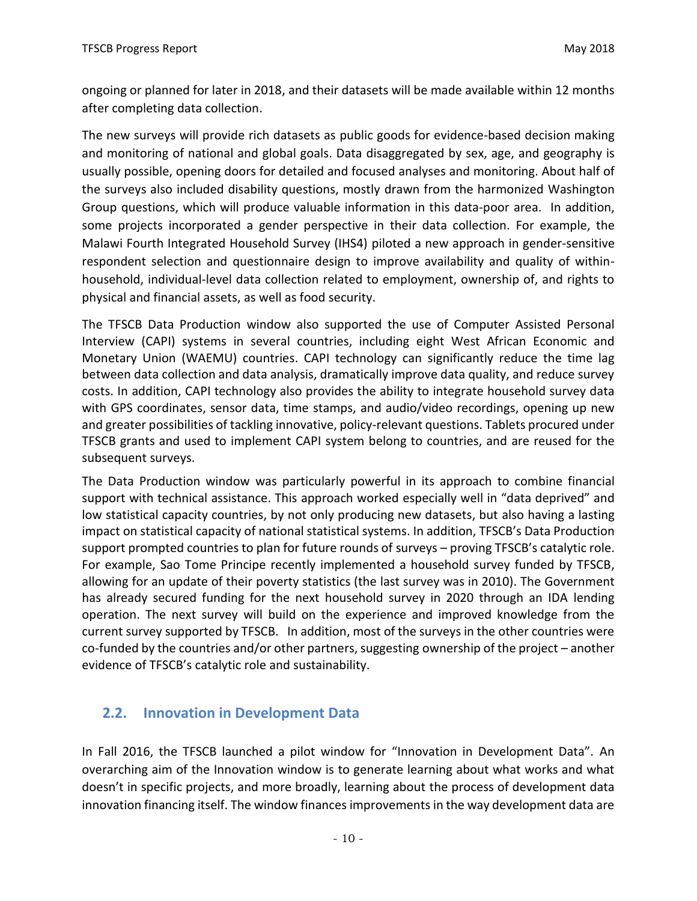ongoing or planned for later in 2018, and their datasets will be made available within 12 months after completing data collection.

The new surveys will provide rich datasets as public goods for evidence-based decision making and monitoring of national and global goals. Data disaggregated by sex, age, and geography is usually possible, opening doors for detailed and focused analyses and monitoring. About half of the surveys also included disability questions, mostly drawn from the harmonized Washington Group questions, which will produce valuable information in this data-poor area. In addition, some projects incorporated a gender perspective in their data collection. For example, the Malawi Fourth Integrated Household Survey (IHS4) piloted a new approach in gender-sensitive respondent selection and questionnaire design to improve availability and quality of within-household, individual-level data collection related to employment, ownership of, and rights to physical and financial assets, as well as food security.

The TFSCB Data Production window also supported the use of Computer Assisted Personal Interview (CAPI) systems in several countries, including eight West African Economic and Monetary Union (WAEMU) countries. CAPI technology can significantly reduce the time lag between data collection and data analysis, dramatically improve data quality, and reduce survey costs. In addition, CAPI technology also provides the ability to integrate household survey data with GPS coordinates, sensor data, time stamps, and audio/video recordings, opening up new and greater possibilities of tackling innovative, policy-relevant questions. Tablets procured under TFSCB grants and used to implement CAPI system belong to countries, and are reused for the subsequent surveys.

The Data Production window was particularly powerful in its approach to combine financial support with technical assistance. This approach worked especially well in "data deprived" and low statistical capacity countries, by not only producing new datasets, but also having a lasting impact on statistical capacity of national statistical systems. In addition, TFSCB's Data Production support prompted countries to plan for future rounds of surveys – proving TFSCB's catalytic role. For example, Sao Tome Principe recently implemented a household survey funded by TFSCB, allowing for an update of their poverty statistics (the last survey was in 2010). The Government has already secured funding for the next household survey in 2020 through an IDA lending operation. The next survey will build on the experience and improved knowledge from the current survey supported by TFSCB. In addition, most of the surveys in the other countries were co-funded by the countries and/or other partners, suggesting ownership of the project – another evidence of TFSCB's catalytic role and sustainability.

## 2.2. Innovation in Development Data

In Fall 2016, the TFSCB launched a pilot window for "Innovation in Development Data". An overarching aim of the Innovation window is to generate learning about what works and what doesn't in specific projects, and more broadly, learning about the process of development data innovation financing itself. The window finances improvements in the way development data are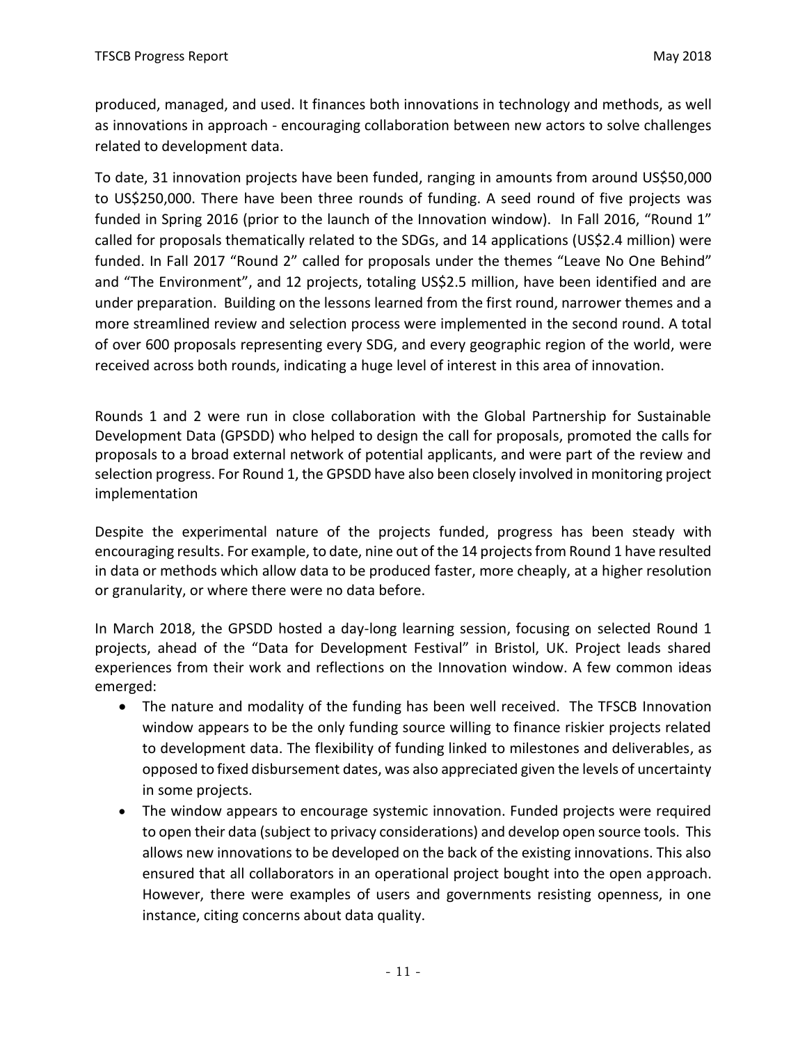produced, managed, and used. It finances both innovations in technology and methods, as well as innovations in approach - encouraging collaboration between new actors to solve challenges related to development data.

To date, 31 innovation projects have been funded, ranging in amounts from around US$50,000 to US$250,000. There have been three rounds of funding. A seed round of five projects was funded in Spring 2016 (prior to the launch of the Innovation window). In Fall 2016, "Round 1" called for proposals thematically related to the SDGs, and 14 applications (US$2.4 million) were funded. In Fall 2017 "Round 2" called for proposals under the themes "Leave No One Behind" and "The Environment", and 12 projects, totaling US$2.5 million, have been identified and are under preparation. Building on the lessons learned from the first round, narrower themes and a more streamlined review and selection process were implemented in the second round. A total of over 600 proposals representing every SDG, and every geographic region of the world, were received across both rounds, indicating a huge level of interest in this area of innovation.

Rounds 1 and 2 were run in close collaboration with the Global Partnership for Sustainable Development Data (GPSDD) who helped to design the call for proposals, promoted the calls for proposals to a broad external network of potential applicants, and were part of the review and selection progress. For Round 1, the GPSDD have also been closely involved in monitoring project implementation

Despite the experimental nature of the projects funded, progress has been steady with encouraging results. For example, to date, nine out of the 14 projects from Round 1 have resulted in data or methods which allow data to be produced faster, more cheaply, at a higher resolution or granularity, or where there were no data before.

In March 2018, the GPSDD hosted a day-long learning session, focusing on selected Round 1 projects, ahead of the "Data for Development Festival" in Bristol, UK. Project leads shared experiences from their work and reflections on the Innovation window. A few common ideas emerged:

- The nature and modality of the funding has been well received. The TFSCB Innovation window appears to be the only funding source willing to finance riskier projects related to development data. The flexibility of funding linked to milestones and deliverables, as opposed to fixed disbursement dates, was also appreciated given the levels of uncertainty in some projects.
- The window appears to encourage systemic innovation. Funded projects were required to open their data (subject to privacy considerations) and develop open source tools. This allows new innovations to be developed on the back of the existing innovations. This also ensured that all collaborators in an operational project bought into the open approach. However, there were examples of users and governments resisting openness, in one instance, citing concerns about data quality.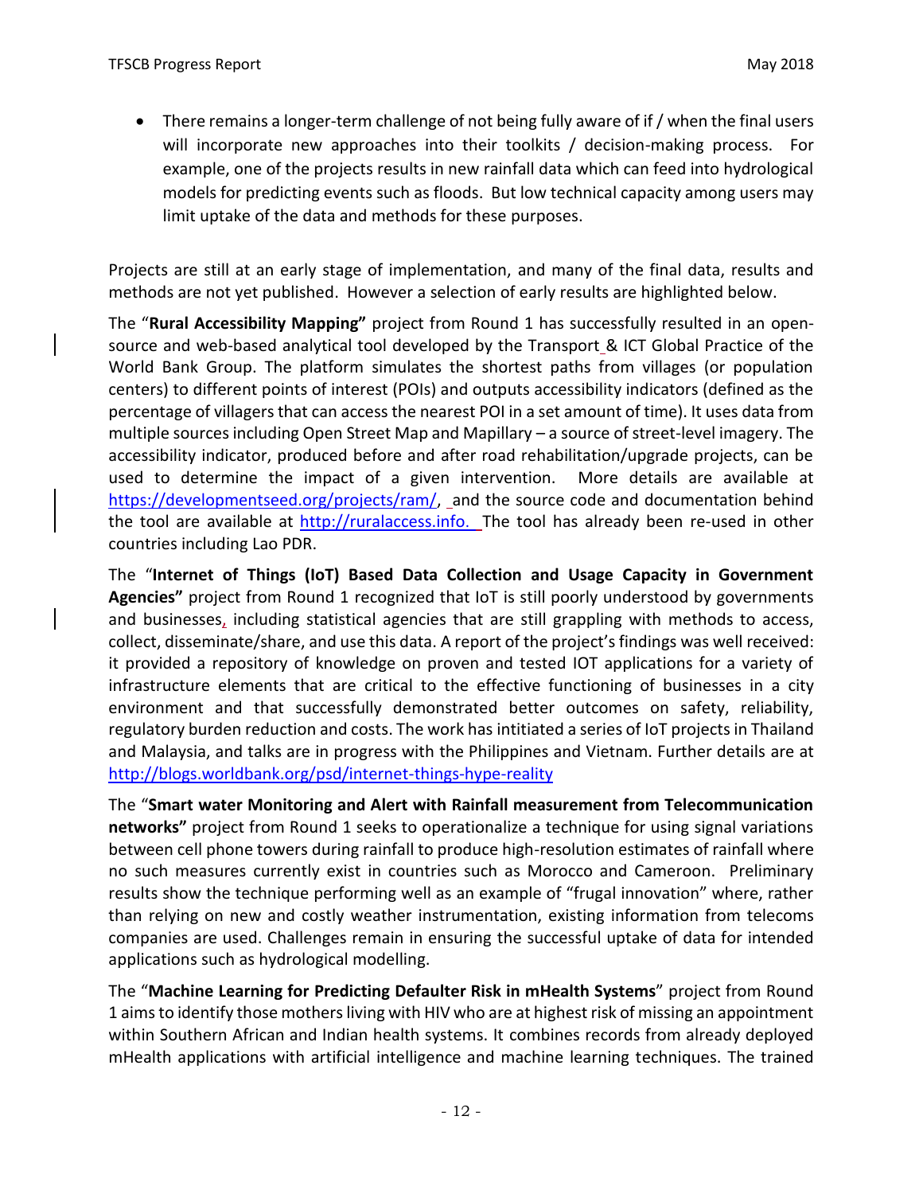- There remains a longer-term challenge of not being fully aware of if / when the final users will incorporate new approaches into their toolkits / decision-making process. For example, one of the projects results in new rainfall data which can feed into hydrological models for predicting events such as floods. But low technical capacity among users may limit uptake of the data and methods for these purposes.

Projects are still at an early stage of implementation, and many of the final data, results and methods are not yet published. However a selection of early results are highlighted below.

The "**Rural Accessibility Mapping"** project from Round 1 has successfully resulted in an open-source and web-based analytical tool developed by the Transport & ICT Global Practice of the World Bank Group. The platform simulates the shortest paths from villages (or population centers) to different points of interest (POIs) and outputs accessibility indicators (defined as the percentage of villagers that can access the nearest POI in a set amount of time). It uses data from multiple sources including Open Street Map and Mapillary – a source of street-level imagery. The accessibility indicator, produced before and after road rehabilitation/upgrade projects, can be used to determine the impact of a given intervention. More details are available at https://developmentseed.org/projects/ram/, and the source code and documentation behind the tool are available at http://ruralaccess.info. The tool has already been re-used in other countries including Lao PDR.

The "**Internet of Things (IoT) Based Data Collection and Usage Capacity in Government Agencies"** project from Round 1 recognized that IoT is still poorly understood by governments and businesses, including statistical agencies that are still grappling with methods to access, collect, disseminate/share, and use this data. A report of the project's findings was well received: it provided a repository of knowledge on proven and tested IOT applications for a variety of infrastructure elements that are critical to the effective functioning of businesses in a city environment and that successfully demonstrated better outcomes on safety, reliability, regulatory burden reduction and costs. The work has intitiated a series of IoT projects in Thailand and Malaysia, and talks are in progress with the Philippines and Vietnam. Further details are at http://blogs.worldbank.org/psd/internet-things-hype-reality

The "**Smart water Monitoring and Alert with Rainfall measurement from Telecommunication networks"** project from Round 1 seeks to operationalize a technique for using signal variations between cell phone towers during rainfall to produce high-resolution estimates of rainfall where no such measures currently exist in countries such as Morocco and Cameroon. Preliminary results show the technique performing well as an example of "frugal innovation" where, rather than relying on new and costly weather instrumentation, existing information from telecoms companies are used. Challenges remain in ensuring the successful uptake of data for intended applications such as hydrological modelling.

The "**Machine Learning for Predicting Defaulter Risk in mHealth Systems**" project from Round 1 aims to identify those mothers living with HIV who are at highest risk of missing an appointment within Southern African and Indian health systems. It combines records from already deployed mHealth applications with artificial intelligence and machine learning techniques. The trained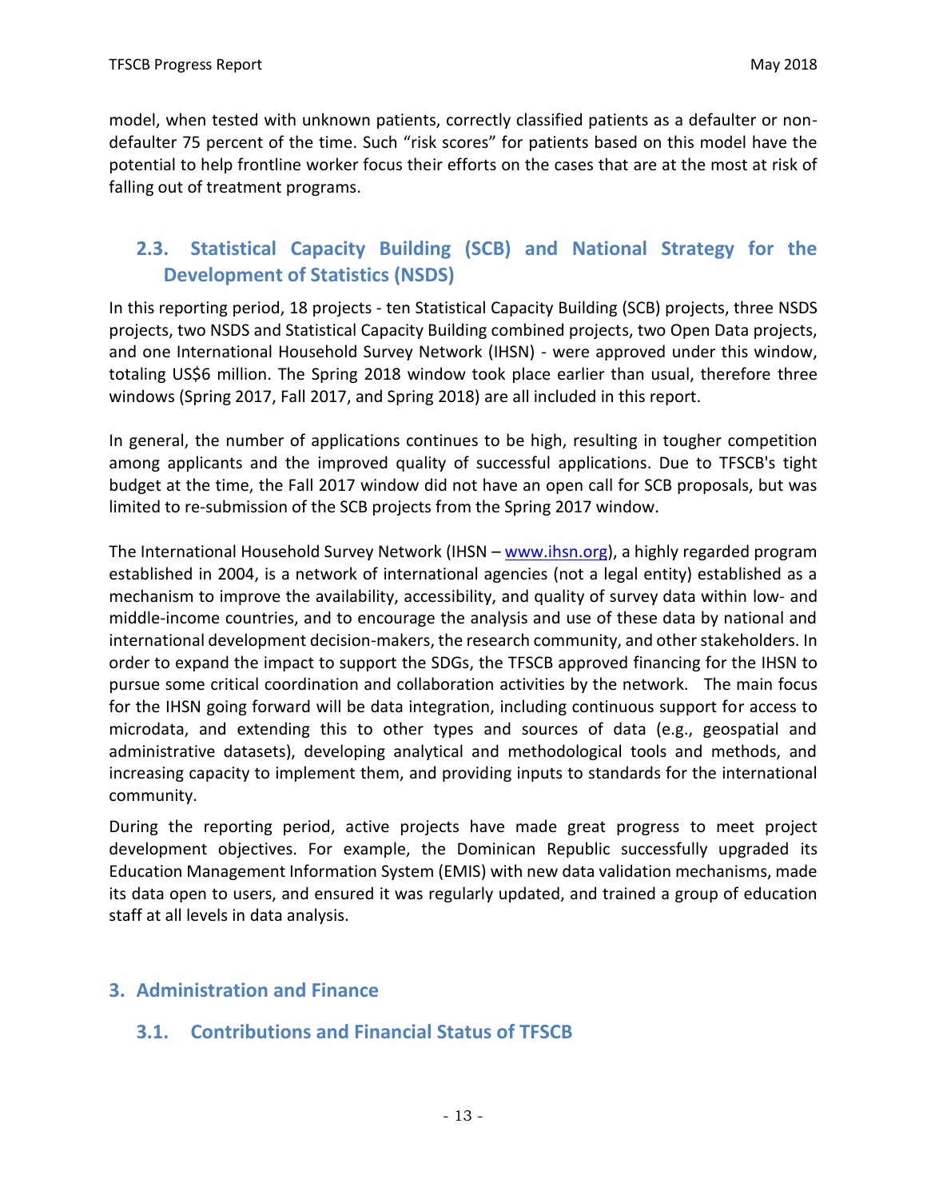model, when tested with unknown patients, correctly classified patients as a defaulter or non-defaulter 75 percent of the time. Such "risk scores" for patients based on this model have the potential to help frontline worker focus their efforts on the cases that are at the most at risk of falling out of treatment programs.

### 2.3. Statistical Capacity Building (SCB) and National Strategy for the Development of Statistics (NSDS)

In this reporting period, 18 projects - ten Statistical Capacity Building (SCB) projects, three NSDS projects, two NSDS and Statistical Capacity Building combined projects, two Open Data projects, and one International Household Survey Network (IHSN) - were approved under this window, totaling US$6 million. The Spring 2018 window took place earlier than usual, therefore three windows (Spring 2017, Fall 2017, and Spring 2018) are all included in this report.

In general, the number of applications continues to be high, resulting in tougher competition among applicants and the improved quality of successful applications. Due to TFSCB's tight budget at the time, the Fall 2017 window did not have an open call for SCB proposals, but was limited to re-submission of the SCB projects from the Spring 2017 window.

The International Household Survey Network (IHSN – [www.ihsn.org](http://www.ihsn.org)), a highly regarded program established in 2004, is a network of international agencies (not a legal entity) established as a mechanism to improve the availability, accessibility, and quality of survey data within low- and middle-income countries, and to encourage the analysis and use of these data by national and international development decision-makers, the research community, and other stakeholders. In order to expand the impact to support the SDGs, the TFSCB approved financing for the IHSN to pursue some critical coordination and collaboration activities by the network. The main focus for the IHSN going forward will be data integration, including continuous support for access to microdata, and extending this to other types and sources of data (e.g., geospatial and administrative datasets), developing analytical and methodological tools and methods, and increasing capacity to implement them, and providing inputs to standards for the international community.

During the reporting period, active projects have made great progress to meet project development objectives. For example, the Dominican Republic successfully upgraded its Education Management Information System (EMIS) with new data validation mechanisms, made its data open to users, and ensured it was regularly updated, and trained a group of education staff at all levels in data analysis.

## 3. Administration and Finance

### 3.1. Contributions and Financial Status of TFSCB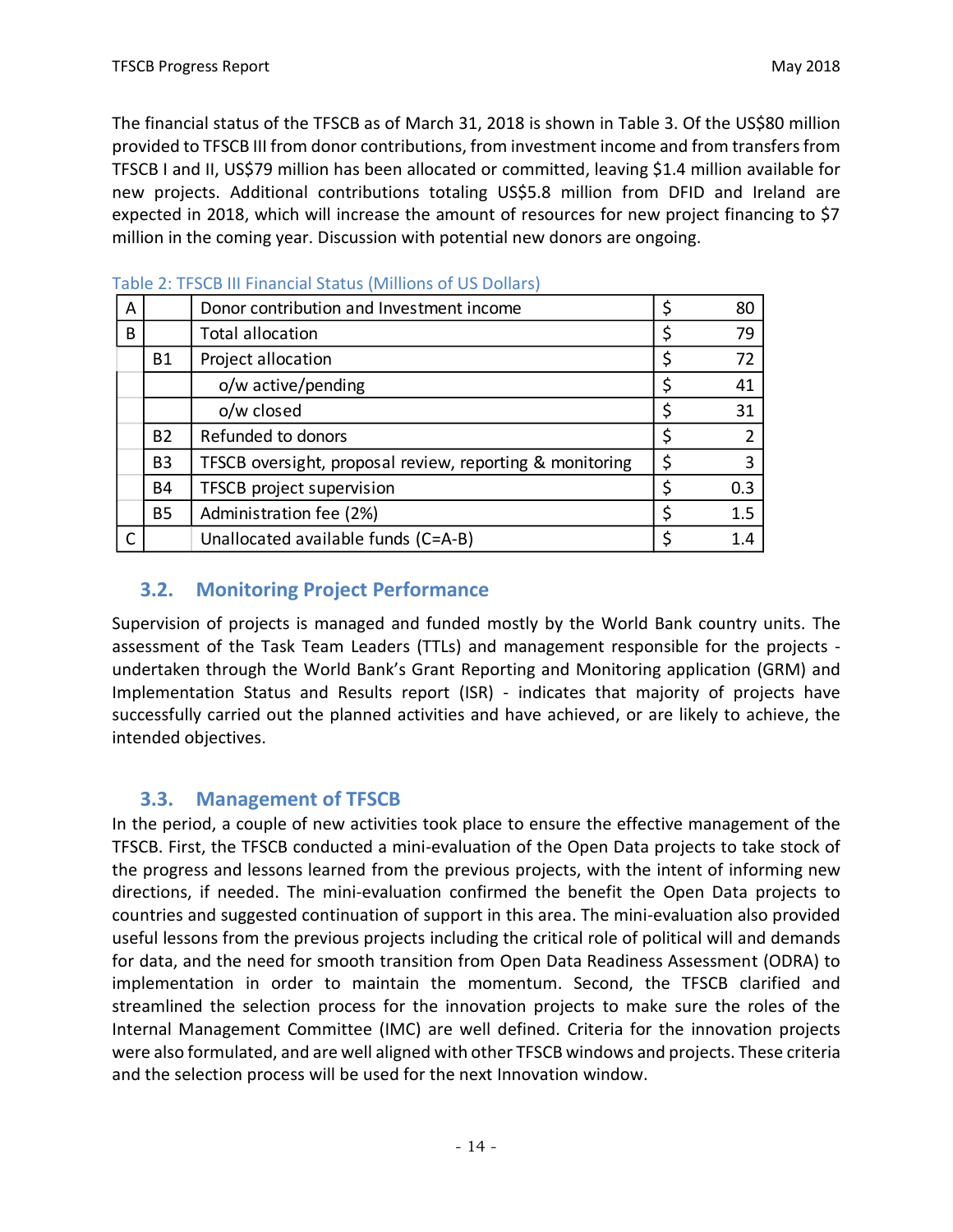The financial status of the TFSCB as of March 31, 2018 is shown in Table 3. Of the US$80 million provided to TFSCB III from donor contributions, from investment income and from transfers from TFSCB I and II, US$79 million has been allocated or committed, leaving $1.4 million available for new projects. Additional contributions totaling US$5.8 million from DFID and Ireland are expected in 2018, which will increase the amount of resources for new project financing to $7 million in the coming year. Discussion with potential new donors are ongoing.

Table 2: TFSCB III Financial Status (Millions of US Dollars)

| | | | | |
|---|---|---|---|---|
| A | | Donor contribution and Investment income | $ | 80 |
| B | | Total allocation | $ | 79 |
| | B1 | Project allocation | $ | 72 |
| | | o/w active/pending | $ | 41 |
| | | o/w closed | $ | 31 |
| | B2 | Refunded to donors | $ | 2 |
| | B3 | TFSCB oversight, proposal review, reporting & monitoring | $ | 3 |
| | B4 | TFSCB project supervision | $ | 0.3 |
| | B5 | Administration fee (2%) | $ | 1.5 |
| C | | Unallocated available funds (C=A-B) | $ | 1.4 |

### 3.2. Monitoring Project Performance

Supervision of projects is managed and funded mostly by the World Bank country units. The assessment of the Task Team Leaders (TTLs) and management responsible for the projects - undertaken through the World Bank's Grant Reporting and Monitoring application (GRM) and Implementation Status and Results report (ISR) - indicates that majority of projects have successfully carried out the planned activities and have achieved, or are likely to achieve, the intended objectives.

### 3.3. Management of TFSCB

In the period, a couple of new activities took place to ensure the effective management of the TFSCB. First, the TFSCB conducted a mini-evaluation of the Open Data projects to take stock of the progress and lessons learned from the previous projects, with the intent of informing new directions, if needed. The mini-evaluation confirmed the benefit the Open Data projects to countries and suggested continuation of support in this area. The mini-evaluation also provided useful lessons from the previous projects including the critical role of political will and demands for data, and the need for smooth transition from Open Data Readiness Assessment (ODRA) to implementation in order to maintain the momentum. Second, the TFSCB clarified and streamlined the selection process for the innovation projects to make sure the roles of the Internal Management Committee (IMC) are well defined. Criteria for the innovation projects were also formulated, and are well aligned with other TFSCB windows and projects. These criteria and the selection process will be used for the next Innovation window.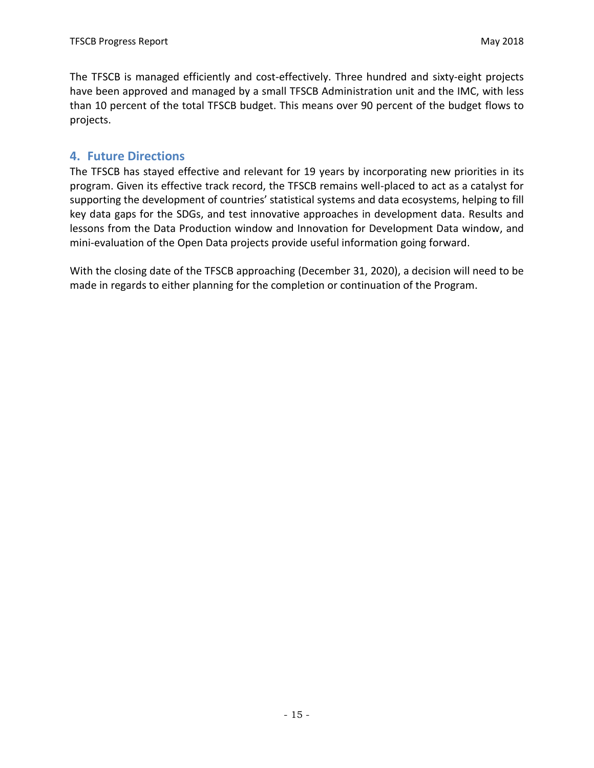The TFSCB is managed efficiently and cost-effectively. Three hundred and sixty-eight projects have been approved and managed by a small TFSCB Administration unit and the IMC, with less than 10 percent of the total TFSCB budget. This means over 90 percent of the budget flows to projects.

## 4. Future Directions

The TFSCB has stayed effective and relevant for 19 years by incorporating new priorities in its program. Given its effective track record, the TFSCB remains well-placed to act as a catalyst for supporting the development of countries' statistical systems and data ecosystems, helping to fill key data gaps for the SDGs, and test innovative approaches in development data. Results and lessons from the Data Production window and Innovation for Development Data window, and mini-evaluation of the Open Data projects provide useful information going forward.

With the closing date of the TFSCB approaching (December 31, 2020), a decision will need to be made in regards to either planning for the completion or continuation of the Program.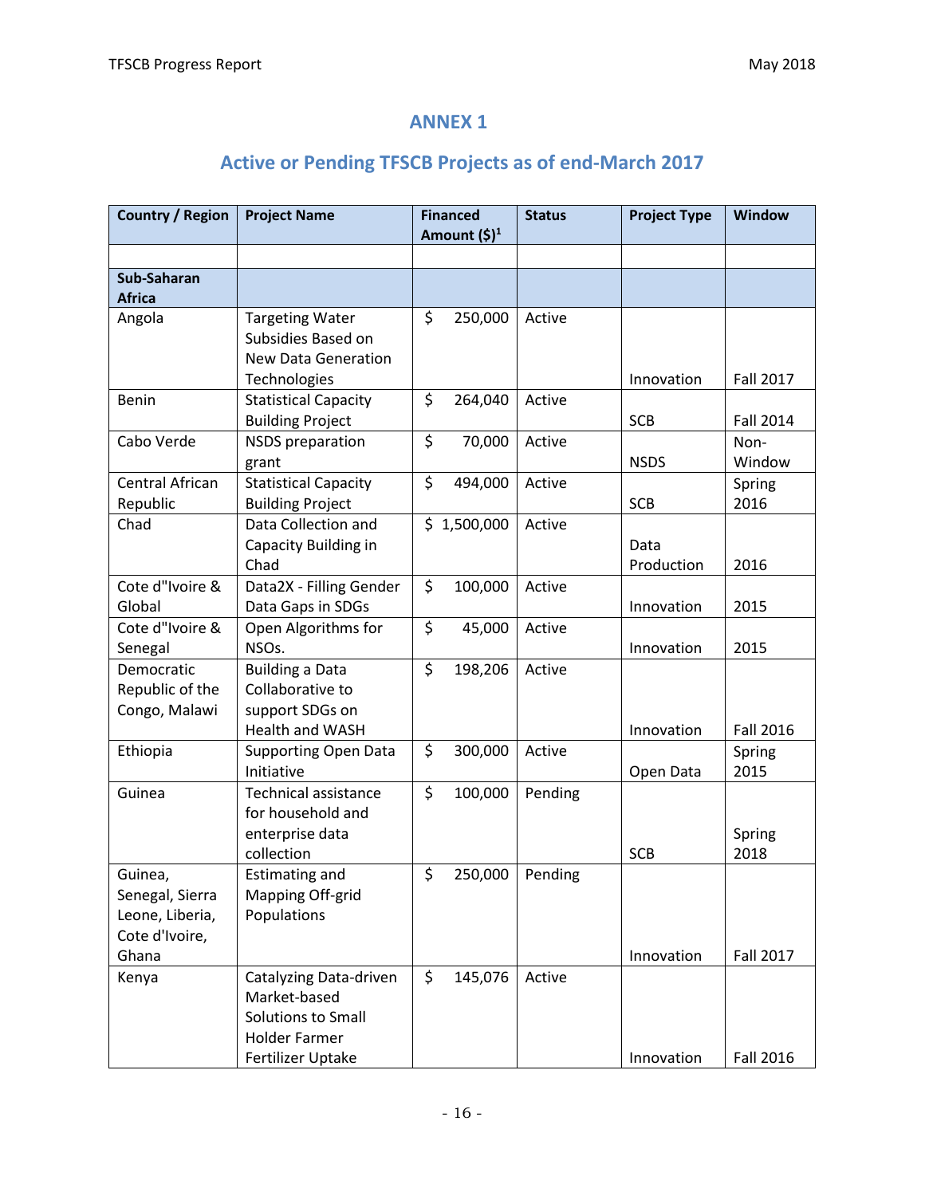# ANNEX 1

## Active or Pending TFSCB Projects as of end-March 2017

| Country / Region | Project Name | Financed Amount ($)[1] | Status | Project Type | Window |
|---|---|---|---|---|---|
| | | | | | |
| **Sub-Saharan Africa** | | | | | |
| Angola | Targeting Water Subsidies Based on New Data Generation Technologies | $ 250,000 | Active | Innovation | Fall 2017 |
| Benin | Statistical Capacity Building Project | $ 264,040 | Active | SCB | Fall 2014 |
| Cabo Verde | NSDS preparation grant | $ 70,000 | Active | NSDS | Non-Window |
| Central African Republic | Statistical Capacity Building Project | $ 494,000 | Active | SCB | Spring 2016 |
| Chad | Data Collection and Capacity Building in Chad | $ 1,500,000 | Active | Data Production | 2016 |
| Cote d"Ivoire & Global | Data2X - Filling Gender Data Gaps in SDGs | $ 100,000 | Active | Innovation | 2015 |
| Cote d"Ivoire & Senegal | Open Algorithms for NSOs. | $ 45,000 | Active | Innovation | 2015 |
| Democratic Republic of the Congo, Malawi | Building a Data Collaborative to support SDGs on Health and WASH | $ 198,206 | Active | Innovation | Fall 2016 |
| Ethiopia | Supporting Open Data Initiative | $ 300,000 | Active | Open Data | Spring 2015 |
| Guinea | Technical assistance for household and enterprise data collection | $ 100,000 | Pending | SCB | Spring 2018 |
| Guinea, Senegal, Sierra Leone, Liberia, Cote d'Ivoire, Ghana | Estimating and Mapping Off-grid Populations | $ 250,000 | Pending | Innovation | Fall 2017 |
| Kenya | Catalyzing Data-driven Market-based Solutions to Small Holder Farmer Fertilizer Uptake | $ 145,076 | Active | Innovation | Fall 2016 |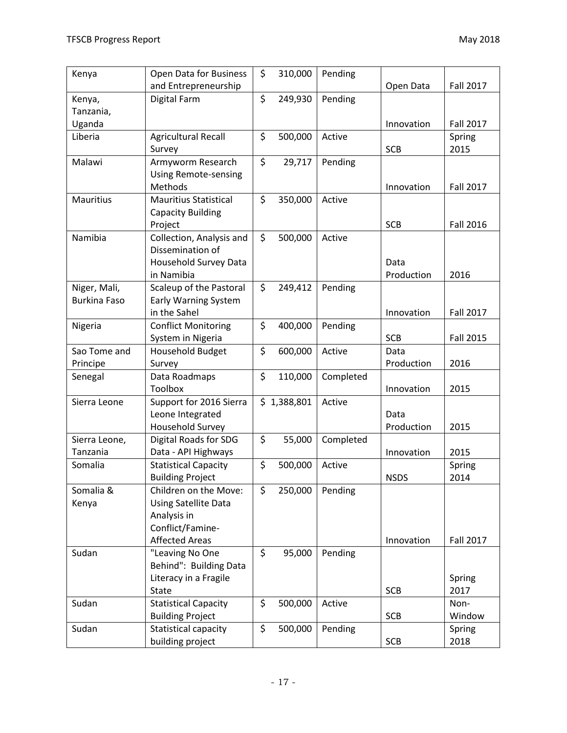| Kenya | Open Data for Business and Entrepreneurship | $ 310,000 | Pending | Open Data | Fall 2017 |
|---|---|---|---|---|---|
| Kenya, Tanzania, Uganda | Digital Farm | $ 249,930 | Pending | Innovation | Fall 2017 |
| Liberia | Agricultural Recall Survey | $ 500,000 | Active | SCB | Spring 2015 |
| Malawi | Armyworm Research Using Remote-sensing Methods | $ 29,717 | Pending | Innovation | Fall 2017 |
| Mauritius | Mauritius Statistical Capacity Building Project | $ 350,000 | Active | SCB | Fall 2016 |
| Namibia | Collection, Analysis and Dissemination of Household Survey Data in Namibia | $ 500,000 | Active | Data Production | 2016 |
| Niger, Mali, Burkina Faso | Scaleup of the Pastoral Early Warning System in the Sahel | $ 249,412 | Pending | Innovation | Fall 2017 |
| Nigeria | Conflict Monitoring System in Nigeria | $ 400,000 | Pending | SCB | Fall 2015 |
| Sao Tome and Principe | Household Budget Survey | $ 600,000 | Active | Data Production | 2016 |
| Senegal | Data Roadmaps Toolbox | $ 110,000 | Completed | Innovation | 2015 |
| Sierra Leone | Support for 2016 Sierra Leone Integrated Household Survey | $ 1,388,801 | Active | Data Production | 2015 |
| Sierra Leone, Tanzania | Digital Roads for SDG Data - API Highways | $ 55,000 | Completed | Innovation | 2015 |
| Somalia | Statistical Capacity Building Project | $ 500,000 | Active | NSDS | Spring 2014 |
| Somalia & Kenya | Children on the Move: Using Satellite Data Analysis in Conflict/Famine-Affected Areas | $ 250,000 | Pending | Innovation | Fall 2017 |
| Sudan | "Leaving No One Behind": Building Data Literacy in a Fragile State | $ 95,000 | Pending | SCB | Spring 2017 |
| Sudan | Statistical Capacity Building Project | $ 500,000 | Active | SCB | Non-Window |
| Sudan | Statistical capacity building project | $ 500,000 | Pending | SCB | Spring 2018 |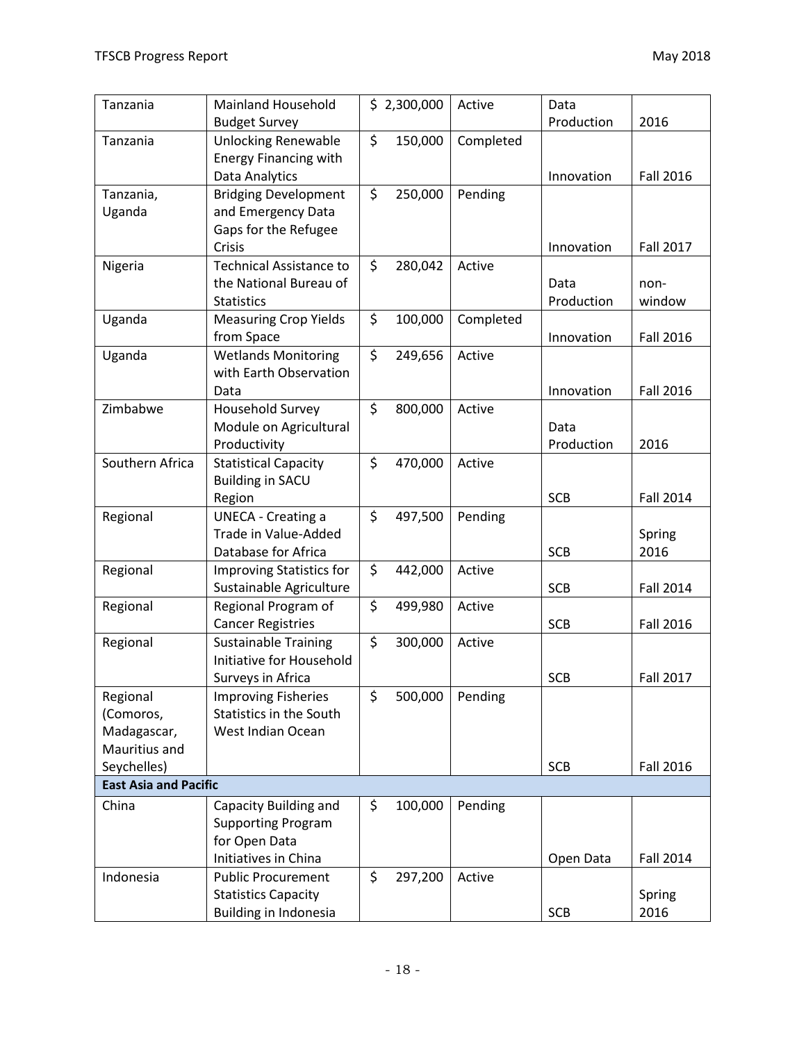| Tanzania | Mainland Household Budget Survey | $ 2,300,000 | Active | Data Production | 2016 |
|---|---|---|---|---|---|
| Tanzania | Unlocking Renewable Energy Financing with Data Analytics | $ 150,000 | Completed | Innovation | Fall 2016 |
| Tanzania, Uganda | Bridging Development and Emergency Data Gaps for the Refugee Crisis | $ 250,000 | Pending | Innovation | Fall 2017 |
| Nigeria | Technical Assistance to the National Bureau of Statistics | $ 280,042 | Active | Data Production | non-window |
| Uganda | Measuring Crop Yields from Space | $ 100,000 | Completed | Innovation | Fall 2016 |
| Uganda | Wetlands Monitoring with Earth Observation Data | $ 249,656 | Active | Innovation | Fall 2016 |
| Zimbabwe | Household Survey Module on Agricultural Productivity | $ 800,000 | Active | Data Production | 2016 |
| Southern Africa | Statistical Capacity Building in SACU Region | $ 470,000 | Active | SCB | Fall 2014 |
| Regional | UNECA - Creating a Trade in Value-Added Database for Africa | $ 497,500 | Pending | SCB | Spring 2016 |
| Regional | Improving Statistics for Sustainable Agriculture | $ 442,000 | Active | SCB | Fall 2014 |
| Regional | Regional Program of Cancer Registries | $ 499,980 | Active | SCB | Fall 2016 |
| Regional | Sustainable Training Initiative for Household Surveys in Africa | $ 300,000 | Active | SCB | Fall 2017 |
| Regional (Comoros, Madagascar, Mauritius and Seychelles) | Improving Fisheries Statistics in the South West Indian Ocean | $ 500,000 | Pending | SCB | Fall 2016 |
| **East Asia and Pacific** | | | | | |
| China | Capacity Building and Supporting Program for Open Data Initiatives in China | $ 100,000 | Pending | Open Data | Fall 2014 |
| Indonesia | Public Procurement Statistics Capacity Building in Indonesia | $ 297,200 | Active | SCB | Spring 2016 |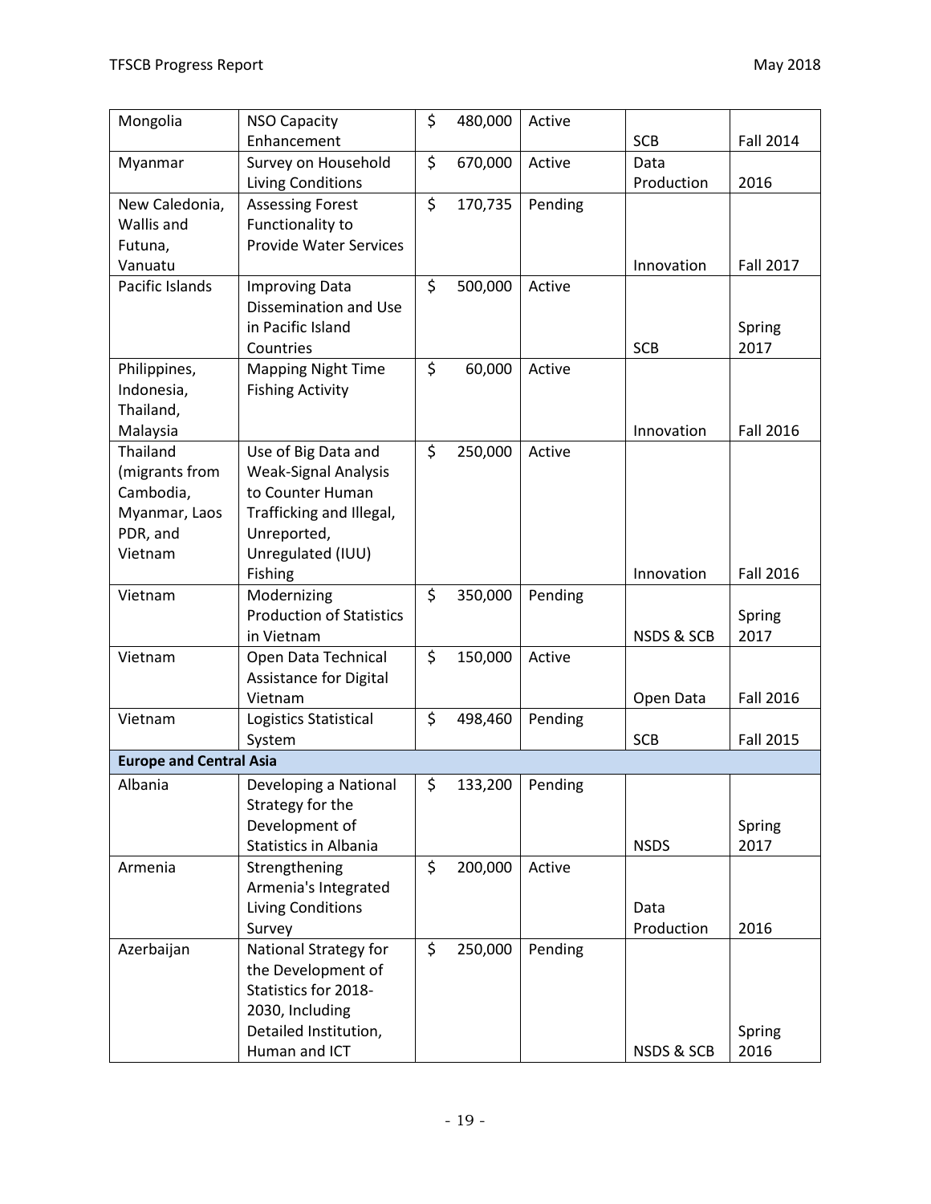| Mongolia | NSO Capacity Enhancement | $ 480,000 | Active | SCB | Fall 2014 |
|---|---|---|---|---|---|
| Myanmar | Survey on Household Living Conditions | $ 670,000 | Active | Data Production | 2016 |
| New Caledonia, Wallis and Futuna, Vanuatu | Assessing Forest Functionality to Provide Water Services | $ 170,735 | Pending | Innovation | Fall 2017 |
| Pacific Islands | Improving Data Dissemination and Use in Pacific Island Countries | $ 500,000 | Active | SCB | Spring 2017 |
| Philippines, Indonesia, Thailand, Malaysia | Mapping Night Time Fishing Activity | $ 60,000 | Active | Innovation | Fall 2016 |
| Thailand (migrants from Cambodia, Myanmar, Laos PDR, and Vietnam | Use of Big Data and Weak-Signal Analysis to Counter Human Trafficking and Illegal, Unreported, Unregulated (IUU) Fishing | $ 250,000 | Active | Innovation | Fall 2016 |
| Vietnam | Modernizing Production of Statistics in Vietnam | $ 350,000 | Pending | NSDS & SCB | Spring 2017 |
| Vietnam | Open Data Technical Assistance for Digital Vietnam | $ 150,000 | Active | Open Data | Fall 2016 |
| Vietnam | Logistics Statistical System | $ 498,460 | Pending | SCB | Fall 2015 |
| **Europe and Central Asia** | | | | | |
| Albania | Developing a National Strategy for the Development of Statistics in Albania | $ 133,200 | Pending | NSDS | Spring 2017 |
| Armenia | Strengthening Armenia's Integrated Living Conditions Survey | $ 200,000 | Active | Data Production | 2016 |
| Azerbaijan | National Strategy for the Development of Statistics for 2018-2030, Including Detailed Institution, Human and ICT | $ 250,000 | Pending | NSDS & SCB | Spring 2016 |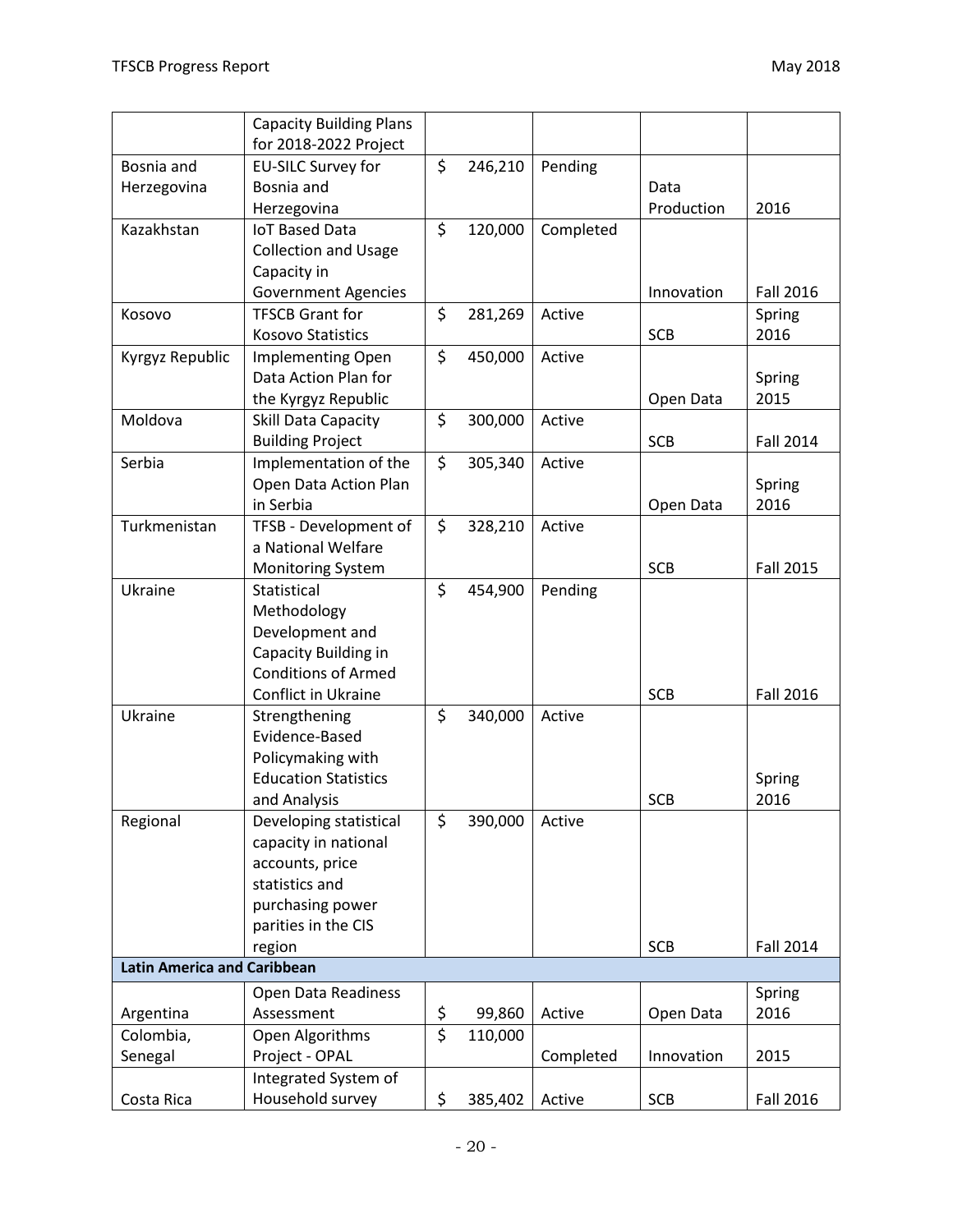| | | | | | |
|---|---|---|---|---|---|
| | Capacity Building Plans for 2018-2022 Project | | | | |
| Bosnia and Herzegovina | EU-SILC Survey for Bosnia and Herzegovina | $ 246,210 | Pending | Data Production | 2016 |
| Kazakhstan | IoT Based Data Collection and Usage Capacity in Government Agencies | $ 120,000 | Completed | Innovation | Fall 2016 |
| Kosovo | TFSCB Grant for Kosovo Statistics | $ 281,269 | Active | SCB | Spring 2016 |
| Kyrgyz Republic | Implementing Open Data Action Plan for the Kyrgyz Republic | $ 450,000 | Active | Open Data | Spring 2015 |
| Moldova | Skill Data Capacity Building Project | $ 300,000 | Active | SCB | Fall 2014 |
| Serbia | Implementation of the Open Data Action Plan in Serbia | $ 305,340 | Active | Open Data | Spring 2016 |
| Turkmenistan | TFSB - Development of a National Welfare Monitoring System | $ 328,210 | Active | SCB | Fall 2015 |
| Ukraine | Statistical Methodology Development and Capacity Building in Conditions of Armed Conflict in Ukraine | $ 454,900 | Pending | SCB | Fall 2016 |
| Ukraine | Strengthening Evidence-Based Policymaking with Education Statistics and Analysis | $ 340,000 | Active | SCB | Spring 2016 |
| Regional | Developing statistical capacity in national accounts, price statistics and purchasing power parities in the CIS region | $ 390,000 | Active | SCB | Fall 2014 |
| **Latin America and Caribbean** | | | | | |
| Argentina | Open Data Readiness Assessment | $ 99,860 | Active | Open Data | Spring 2016 |
| Colombia, Senegal | Open Algorithms Project - OPAL | $ 110,000 | Completed | Innovation | 2015 |
| Costa Rica | Integrated System of Household survey | $ 385,402 | Active | SCB | Fall 2016 |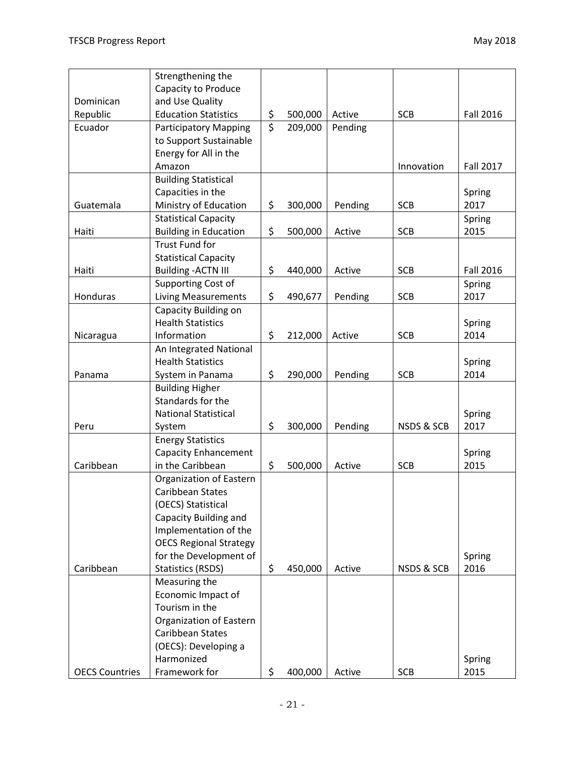| | | | | | |
|---|---|---|---|---|---|
| Dominican Republic | Strengthening the Capacity to Produce and Use Quality Education Statistics | $ 500,000 | Active | SCB | Fall 2016 |
| Ecuador | Participatory Mapping to Support Sustainable Energy for All in the Amazon | $ 209,000 | Pending | Innovation | Fall 2017 |
| Guatemala | Building Statistical Capacities in the Ministry of Education | $ 300,000 | Pending | SCB | Spring 2017 |
| Haiti | Statistical Capacity Building in Education | $ 500,000 | Active | SCB | Spring 2015 |
| Haiti | Trust Fund for Statistical Capacity Building -ACTN III | $ 440,000 | Active | SCB | Fall 2016 |
| Honduras | Supporting Cost of Living Measurements | $ 490,677 | Pending | SCB | Spring 2017 |
| Nicaragua | Capacity Building on Health Statistics Information | $ 212,000 | Active | SCB | Spring 2014 |
| Panama | An Integrated National Health Statistics System in Panama | $ 290,000 | Pending | SCB | Spring 2014 |
| Peru | Building Higher Standards for the National Statistical System | $ 300,000 | Pending | NSDS & SCB | Spring 2017 |
| Caribbean | Energy Statistics Capacity Enhancement in the Caribbean | $ 500,000 | Active | SCB | Spring 2015 |
| Caribbean | Organization of Eastern Caribbean States (OECS) Statistical Capacity Building and Implementation of the OECS Regional Strategy for the Development of Statistics (RSDS) | $ 450,000 | Active | NSDS & SCB | Spring 2016 |
| OECS Countries | Measuring the Economic Impact of Tourism in the Organization of Eastern Caribbean States (OECS): Developing a Harmonized Framework for | $ 400,000 | Active | SCB | Spring 2015 |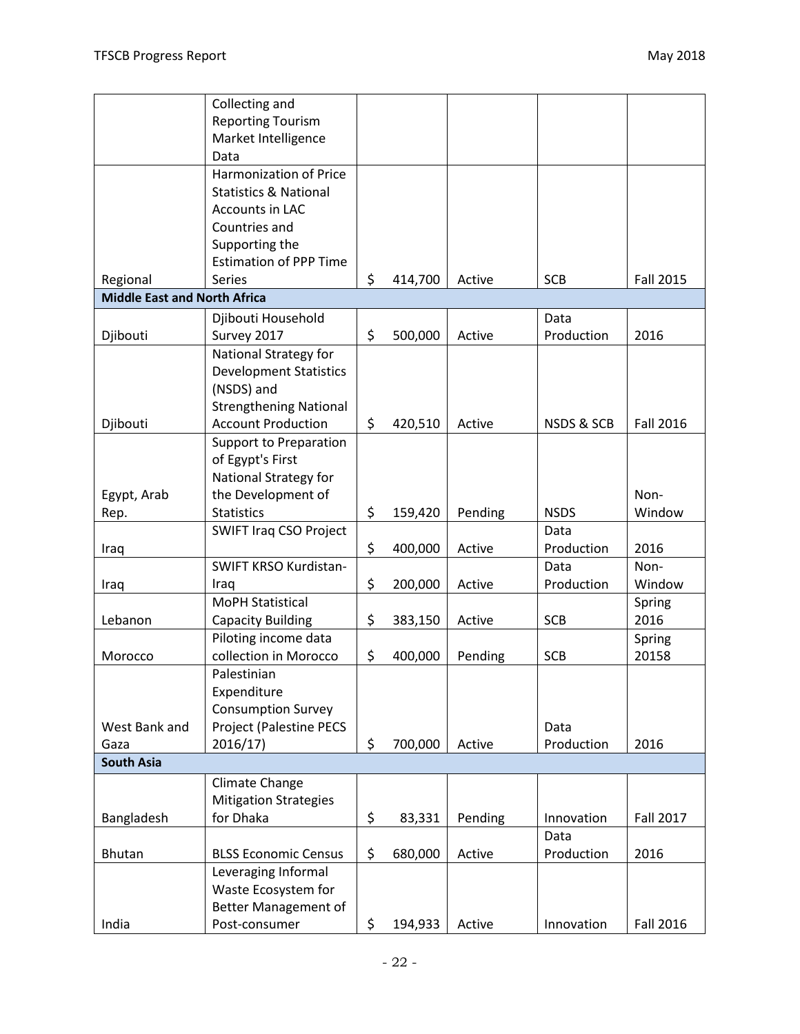|  |  |  |  |  |  |
|---|---|---|---|---|---|
|  | Collecting and Reporting Tourism Market Intelligence Data |  |  |  |  |
| Regional | Harmonization of Price Statistics & National Accounts in LAC Countries and Supporting the Estimation of PPP Time Series | $ 414,700 | Active | SCB | Fall 2015 |
| **Middle East and North Africa** |  |  |  |  |  |
| Djibouti | Djibouti Household Survey 2017 | $ 500,000 | Active | Data Production | 2016 |
| Djibouti | National Strategy for Development Statistics (NSDS) and Strengthening National Account Production | $ 420,510 | Active | NSDS & SCB | Fall 2016 |
| Egypt, Arab Rep. | Support to Preparation of Egypt's First National Strategy for the Development of Statistics | $ 159,420 | Pending | NSDS | Non-Window |
| Iraq | SWIFT Iraq CSO Project | $ 400,000 | Active | Data Production | 2016 |
| Iraq | SWIFT KRSO Kurdistan-Iraq | $ 200,000 | Active | Data Production | Non-Window |
| Lebanon | MoPH Statistical Capacity Building | $ 383,150 | Active | SCB | Spring 2016 |
| Morocco | Piloting income data collection in Morocco | $ 400,000 | Pending | SCB | Spring 20158 |
| West Bank and Gaza | Palestinian Expenditure Consumption Survey Project (Palestine PECS 2016/17) | $ 700,000 | Active | Data Production | 2016 |
| **South Asia** |  |  |  |  |  |
| Bangladesh | Climate Change Mitigation Strategies for Dhaka | $ 83,331 | Pending | Innovation | Fall 2017 |
| Bhutan | BLSS Economic Census | $ 680,000 | Active | Data Production | 2016 |
| India | Leveraging Informal Waste Ecosystem for Better Management of Post-consumer | $ 194,933 | Active | Innovation | Fall 2016 |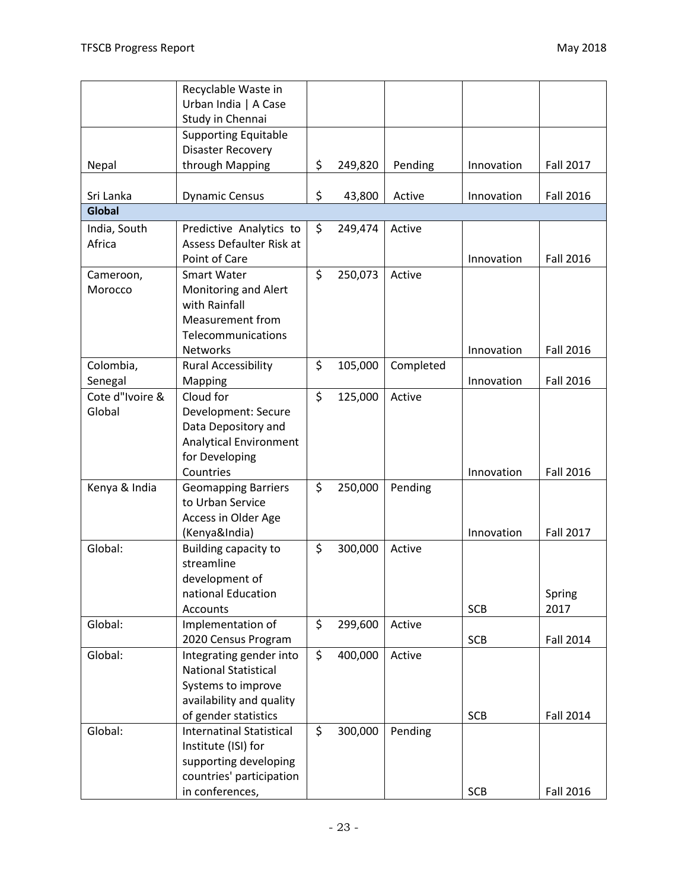| | | | | | |
|---|---|---|---|---|---|
| | Recyclable Waste in Urban India \| A Case Study in Chennai | | | | |
| Nepal | Supporting Equitable Disaster Recovery through Mapping | $ 249,820 | Pending | Innovation | Fall 2017 |
| Sri Lanka | Dynamic Census | $ 43,800 | Active | Innovation | Fall 2016 |
| **Global** | | | | | |
| India, South Africa | Predictive Analytics to Assess Defaulter Risk at Point of Care | $ 249,474 | Active | Innovation | Fall 2016 |
| Cameroon, Morocco | Smart Water Monitoring and Alert with Rainfall Measurement from Telecommunications Networks | $ 250,073 | Active | Innovation | Fall 2016 |
| Colombia, Senegal | Rural Accessibility Mapping | $ 105,000 | Completed | Innovation | Fall 2016 |
| Cote d"Ivoire & Global | Cloud for Development: Secure Data Depository and Analytical Environment for Developing Countries | $ 125,000 | Active | Innovation | Fall 2016 |
| Kenya & India | Geomapping Barriers to Urban Service Access in Older Age (Kenya&India) | $ 250,000 | Pending | Innovation | Fall 2017 |
| Global: | Building capacity to streamline development of national Education Accounts | $ 300,000 | Active | SCB | Spring 2017 |
| Global: | Implementation of 2020 Census Program | $ 299,600 | Active | SCB | Fall 2014 |
| Global: | Integrating gender into National Statistical Systems to improve availability and quality of gender statistics | $ 400,000 | Active | SCB | Fall 2014 |
| Global: | Internatinal Statistical Institute (ISI) for supporting developing countries' participation in conferences, | $ 300,000 | Pending | SCB | Fall 2016 |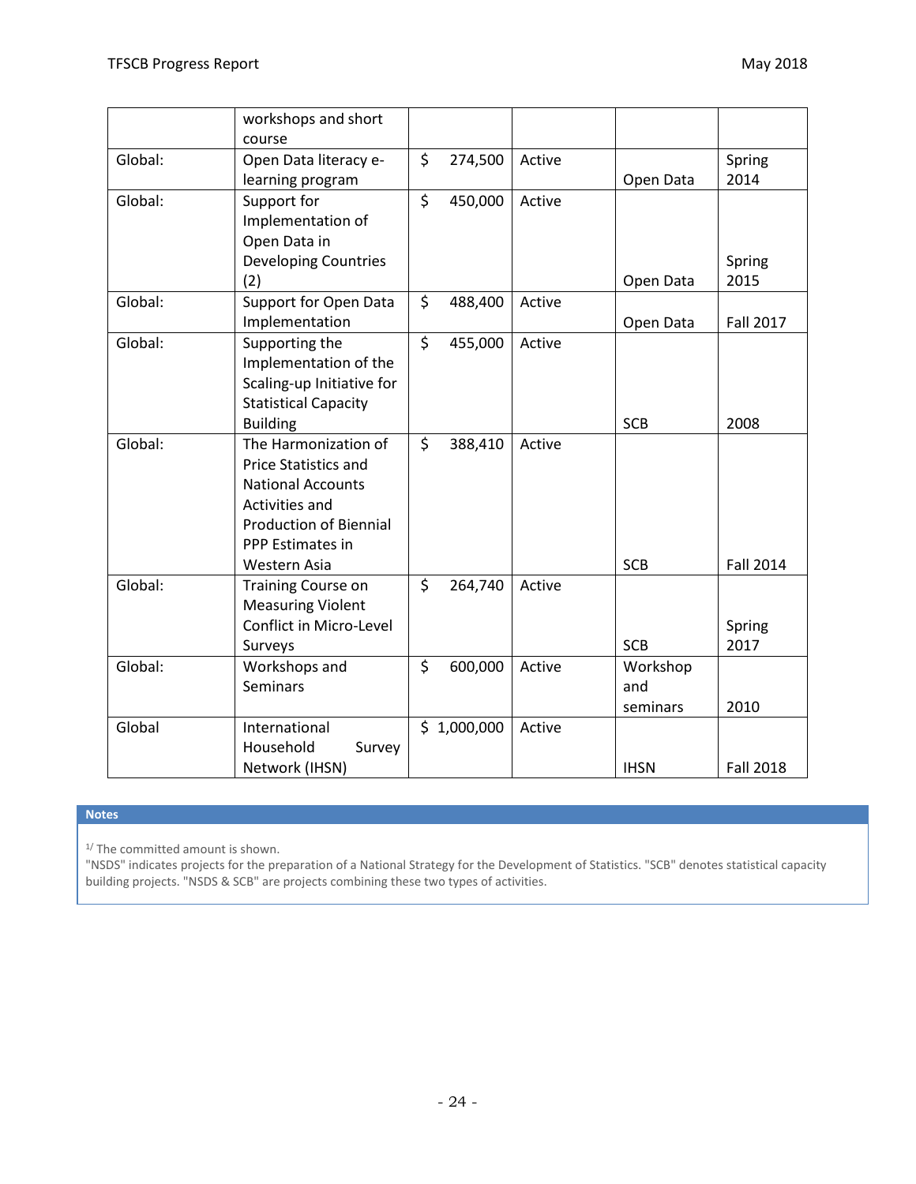| | | | | | |
|---|---|---|---|---|---|
| | workshops and short course | | | | |
| Global: | Open Data literacy e-learning program | $ 274,500 | Active | Open Data | Spring 2014 |
| Global: | Support for Implementation of Open Data in Developing Countries (2) | $ 450,000 | Active | Open Data | Spring 2015 |
| Global: | Support for Open Data Implementation | $ 488,400 | Active | Open Data | Fall 2017 |
| Global: | Supporting the Implementation of the Scaling-up Initiative for Statistical Capacity Building | $ 455,000 | Active | SCB | 2008 |
| Global: | The Harmonization of Price Statistics and National Accounts Activities and Production of Biennial PPP Estimates in Western Asia | $ 388,410 | Active | SCB | Fall 2014 |
| Global: | Training Course on Measuring Violent Conflict in Micro-Level Surveys | $ 264,740 | Active | SCB | Spring 2017 |
| Global: | Workshops and Seminars | $ 600,000 | Active | Workshop and seminars | 2010 |
| Global | International Household Survey Network (IHSN) | $ 1,000,000 | Active | IHSN | Fall 2018 |

**Notes**

[1/] The committed amount is shown.
"NSDS" indicates projects for the preparation of a National Strategy for the Development of Statistics. "SCB" denotes statistical capacity building projects. "NSDS & SCB" are projects combining these two types of activities.